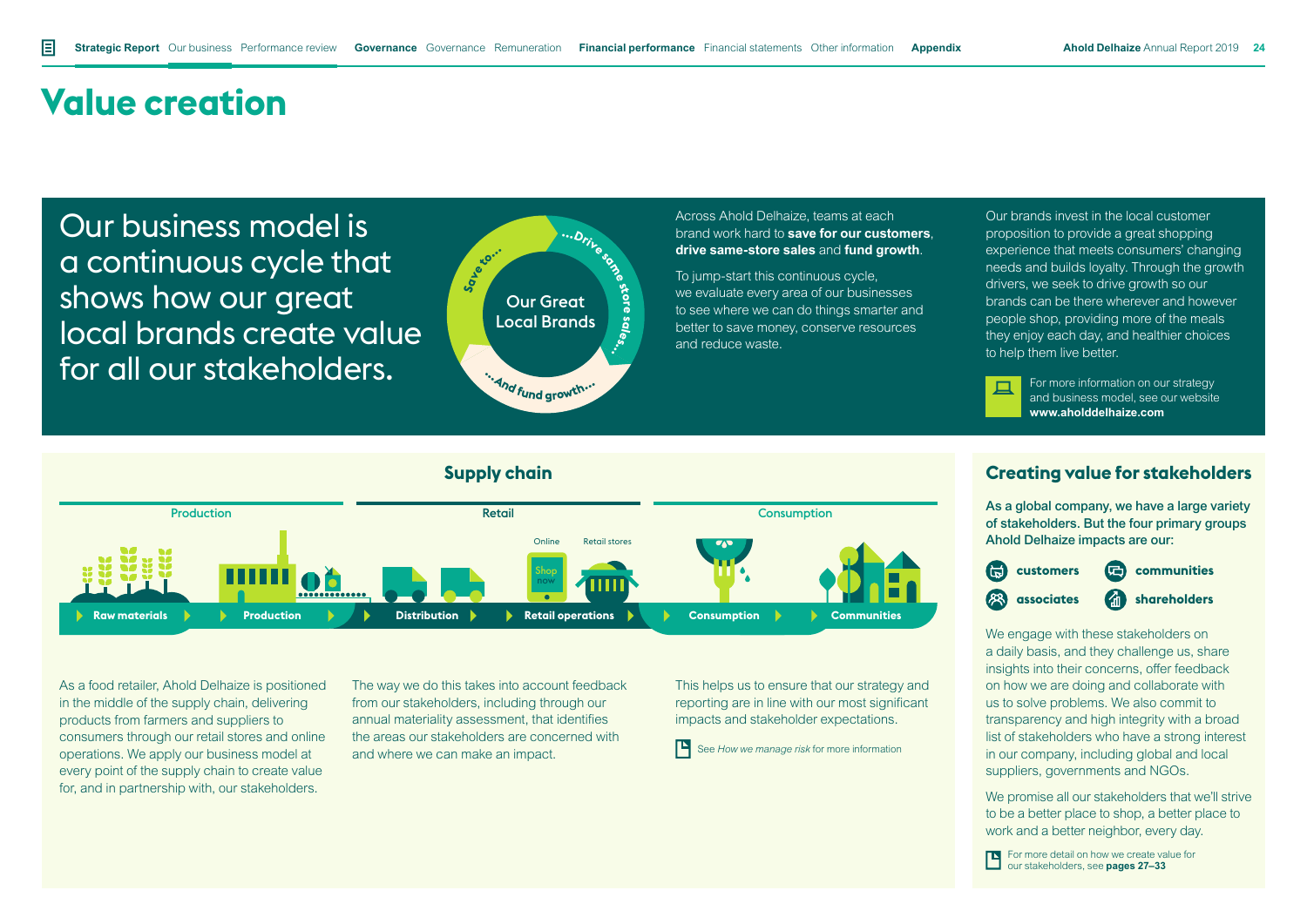# Value creation

Our business model is a continuous cycle that shows how our great local brands create value for all our stakeholders.

Our Great Local Brands

Save to... ...Drive same store sales... ...And fund growth...

Across Ahold Delhaize, teams at each brand work hard to **save for our customers**, **drive same-store sales** and **fund growth**.

To jump-start this continuous cycle, we evaluate every area of our businesses to see where we can do things smarter and better to save money, conserve resources and reduce waste.

Our brands invest in the local customer proposition to provide a great shopping experience that meets consumers' changing needs and builds loyalty. Through the growth drivers, we seek to drive growth so our brands can be there wherever and however people shop, providing more of the meals they enjoy each day, and healthier choices to help them live better.

For more information on our strategy and business model, see our website **www.aholddelhaize.com**

## Supply chain

Production | Retail | Consumption

Online | Retail stores

Raw materials ▸ Production ▸ Distribution ▸ Retail operations ▸ Consumption ▸ Communities

As a food retailer, Ahold Delhaize is positioned in the middle of the supply chain, delivering products from farmers and suppliers to consumers through our retail stores and online operations. We apply our business model at every point of the supply chain to create value for, and in partnership with, our stakeholders.

The way we do this takes into account feedback from our stakeholders, including through our annual materiality assessment, that identifies the areas our stakeholders are concerned with and where we can make an impact.

This helps us to ensure that our strategy and reporting are in line with our most significant impacts and stakeholder expectations.

See *How we manage risk* for more information

## Creating value for stakeholders

**As a global company, we have a large variety of stakeholders. But the four primary groups Ahold Delhaize impacts are our:**

- **customers**
- **communities**
- **associates**
- **shareholders**

We engage with these stakeholders on a daily basis, and they challenge us, share insights into their concerns, offer feedback on how we are doing and collaborate with us to solve problems. We also commit to transparency and high integrity with a broad list of stakeholders who have a strong interest in our company, including global and local suppliers, governments and NGOs.

We promise all our stakeholders that we'll strive to be a better place to shop, a better place to work and a better neighbor, every day.

For more detail on how we create value for our stakeholders, see **pages 27–33**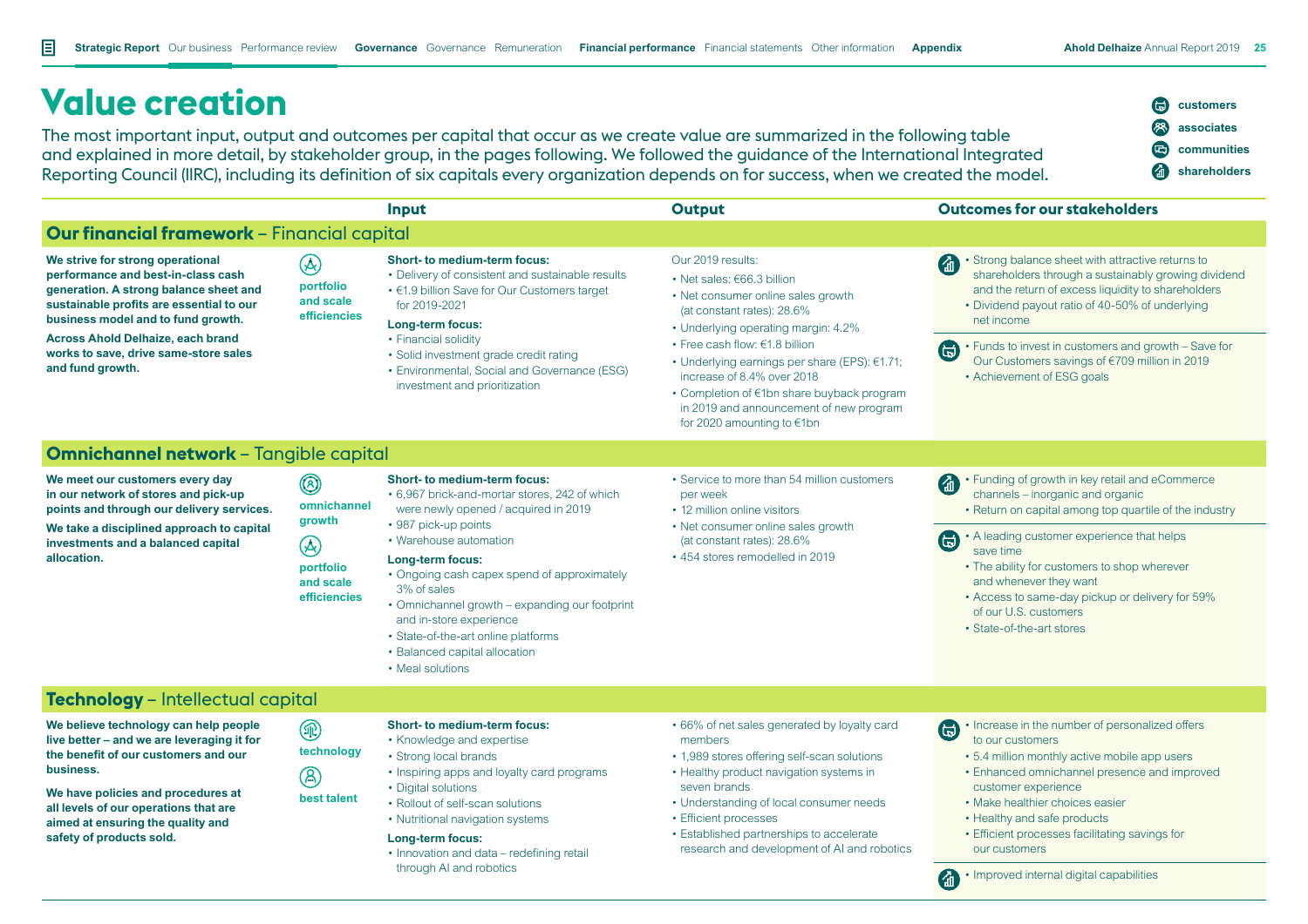# Value creation

The most important input, output and outcomes per capital that occur as we create value are summarized in the following table and explained in more detail, by stakeholder group, in the pages following. We followed the guidance of the International Integrated Reporting Council (IIRC), including its definition of six capitals every organization depends on for success, when we created the model.

- customers
- associates
- communities
- shareholders

| | | Input | Output | Outcomes for our stakeholders |
|---|---|---|---|---|
| **Our financial framework** – Financial capital | | | | |
| **We strive for strong operational performance and best-in-class cash generation. A strong balance sheet and sustainable profits are essential to our business model and to fund growth.** **Across Ahold Delhaize, each brand works to save, drive same-store sales and fund growth.** | **portfolio and scale efficiencies** | **Short- to medium-term focus:** • Delivery of consistent and sustainable results • €1.9 billion Save for Our Customers target for 2019-2021 **Long-term focus:** • Financial solidity • Solid investment grade credit rating • Environmental, Social and Governance (ESG) investment and prioritization | Our 2019 results: • Net sales: €66.3 billion • Net consumer online sales growth (at constant rates): 28.6% • Underlying operating margin: 4.2% • Free cash flow: €1.8 billion • Underlying earnings per share (EPS): €1.71; increase of 8.4% over 2018 • Completion of €1bn share buyback program in 2019 and announcement of new program for 2020 amounting to €1bn | Shareholders: • Strong balance sheet with attractive returns to shareholders through a sustainably growing dividend and the return of excess liquidity to shareholders • Dividend payout ratio of 40-50% of underlying net income Customers: • Funds to invest in customers and growth – Save for Our Customers savings of €709 million in 2019 • Achievement of ESG goals |
| **Omnichannel network** – Tangible capital | | | | |
| **We meet our customers every day in our network of stores and pick-up points and through our delivery services.** **We take a disciplined approach to capital investments and a balanced capital allocation.** | **omnichannel growth** **portfolio and scale efficiencies** | **Short- to medium-term focus:** • 6,967 brick-and-mortar stores, 242 of which were newly opened / acquired in 2019 • 987 pick-up points • Warehouse automation **Long-term focus:** • Ongoing cash capex spend of approximately 3% of sales • Omnichannel growth – expanding our footprint and in-store experience • State-of-the-art online platforms • Balanced capital allocation • Meal solutions | • Service to more than 54 million customers per week • 12 million online visitors • Net consumer online sales growth (at constant rates): 28.6% • 454 stores remodelled in 2019 | Shareholders: • Funding of growth in key retail and eCommerce channels – inorganic and organic • Return on capital among top quartile of the industry Customers: • A leading customer experience that helps save time • The ability for customers to shop wherever and whenever they want • Access to same-day pickup or delivery for 59% of our U.S. customers • State-of-the-art stores |
| **Technology** – Intellectual capital | | | | |
| **We believe technology can help people live better – and we are leveraging it for the benefit of our customers and our business.** **We have policies and procedures at all levels of our operations that are aimed at ensuring the quality and safety of products sold.** | **technology** **best talent** | **Short- to medium-term focus:** • Knowledge and expertise • Strong local brands • Inspiring apps and loyalty card programs • Digital solutions • Rollout of self-scan solutions • Nutritional navigation systems **Long-term focus:** • Innovation and data – redefining retail through AI and robotics | • 66% of net sales generated by loyalty card members • 1,989 stores offering self-scan solutions • Healthy product navigation systems in seven brands • Understanding of local consumer needs • Efficient processes • Established partnerships to accelerate research and development of AI and robotics | Customers: • Increase in the number of personalized offers to our customers • 5.4 million monthly active mobile app users • Enhanced omnichannel presence and improved customer experience • Make healthier choices easier • Healthy and safe products • Efficient processes facilitating savings for our customers Shareholders: • Improved internal digital capabilities |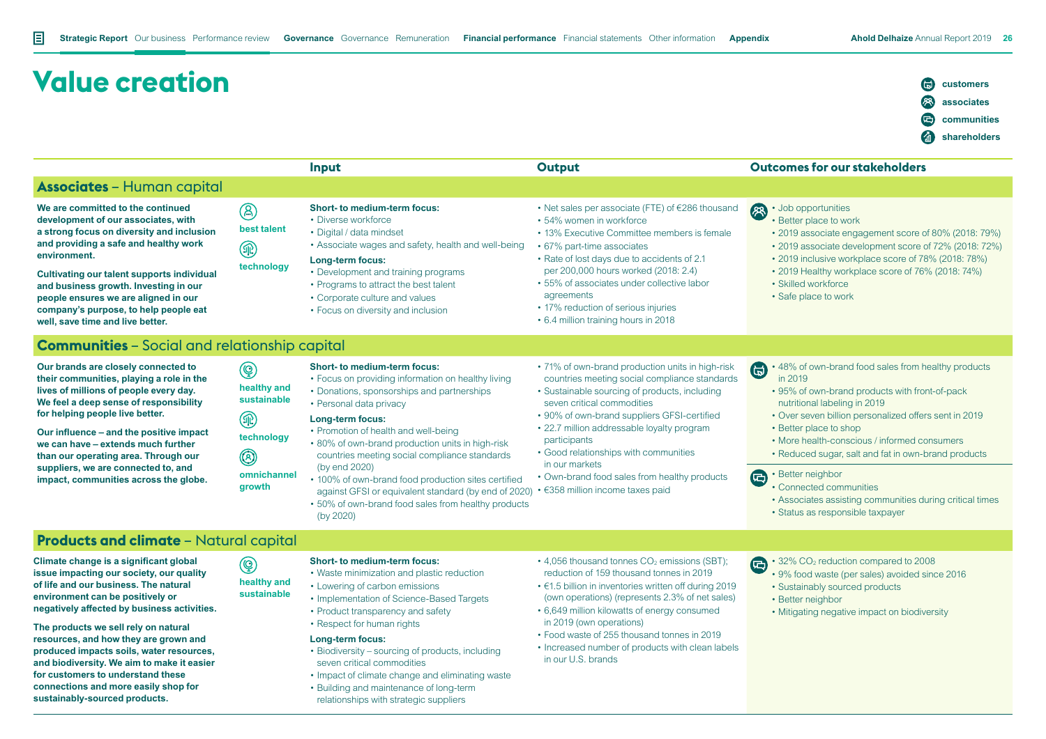# Value creation

- customers
- associates
- communities
- shareholders

| | | Input | Output | Outcomes for our stakeholders |
|---|---|---|---|---|
| **Associates** – Human capital | | | | |
| **We are committed to the continued development of our associates, with a strong focus on diversity and inclusion and providing a safe and healthy work environment.**<br><br>**Cultivating our talent supports individual and business growth. Investing in our people ensures we are aligned in our company's purpose, to help people eat well, save time and live better.** | best talent<br><br>technology | **Short- to medium-term focus:**<br>• Diverse workforce<br>• Digital / data mindset<br>• Associate wages and safety, health and well-being<br>**Long-term focus:**<br>• Development and training programs<br>• Programs to attract the best talent<br>• Corporate culture and values<br>• Focus on diversity and inclusion | • Net sales per associate (FTE) of €286 thousand<br>• 54% women in workforce<br>• 13% Executive Committee members is female<br>• 67% part-time associates<br>• Rate of lost days due to accidents of 2.1 per 200,000 hours worked (2018: 2.4)<br>• 55% of associates under collective labor agreements<br>• 17% reduction of serious injuries<br>• 6.4 million training hours in 2018 | • Job opportunities<br>• Better place to work<br>• 2019 associate engagement score of 80% (2018: 79%)<br>• 2019 associate development score of 72% (2018: 72%)<br>• 2019 inclusive workplace score of 78% (2018: 78%)<br>• 2019 Healthy workplace score of 76% (2018: 74%)<br>• Skilled workforce<br>• Safe place to work |
| **Communities** – Social and relationship capital | | | | |
| **Our brands are closely connected to their communities, playing a role in the lives of millions of people every day. We feel a deep sense of responsibility for helping people live better.**<br><br>**Our influence – and the positive impact we can have – extends much further than our operating area. Through our suppliers, we are connected to, and impact, communities across the globe.** | healthy and sustainable<br><br>technology<br><br>omnichannel growth | **Short- to medium-term focus:**<br>• Focus on providing information on healthy living<br>• Donations, sponsorships and partnerships<br>• Personal data privacy<br>**Long-term focus:**<br>• Promotion of health and well-being<br>• 80% of own-brand production units in high-risk countries meeting social compliance standards (by end 2020)<br>• 100% of own-brand food production sites certified against GFSI or equivalent standard (by end of 2020)<br>• 50% of own-brand food sales from healthy products (by 2020) | • 71% of own-brand production units in high-risk countries meeting social compliance standards<br>• Sustainable sourcing of products, including seven critical commodities<br>• 90% of own-brand suppliers GFSI-certified<br>• 22.7 million addressable loyalty program participants<br>• Good relationships with communities in our markets<br>• Own-brand food sales from healthy products<br>• €358 million income taxes paid | • 48% of own-brand food sales from healthy products in 2019<br>• 95% of own-brand products with front-of-pack nutritional labeling in 2019<br>• Over seven billion personalized offers sent in 2019<br>• Better place to shop<br>• More health-conscious / informed consumers<br>• Reduced sugar, salt and fat in own-brand products<br><br>• Better neighbor<br>• Connected communities<br>• Associates assisting communities during critical times<br>• Status as responsible taxpayer |
| **Products and climate** – Natural capital | | | | |
| **Climate change is a significant global issue impacting our society, our quality of life and our business. The natural environment can be positively or negatively affected by business activities.**<br><br>**The products we sell rely on natural resources, and how they are grown and produced impacts soils, water resources, and biodiversity. We aim to make it easier for customers to understand these connections and more easily shop for sustainably-sourced products.** | healthy and sustainable | **Short- to medium-term focus:**<br>• Waste minimization and plastic reduction<br>• Lowering of carbon emissions<br>• Implementation of Science-Based Targets<br>• Product transparency and safety<br>• Respect for human rights<br>**Long-term focus:**<br>• Biodiversity – sourcing of products, including seven critical commodities<br>• Impact of climate change and eliminating waste<br>• Building and maintenance of long-term relationships with strategic suppliers | • 4,056 thousand tonnes $CO_2$ emissions (SBT); reduction of 159 thousand tonnes in 2019<br>• €1.5 billion in inventories written off during 2019 (own operations) (represents 2.3% of net sales)<br>• 6,649 million kilowatts of energy consumed in 2019 (own operations)<br>• Food waste of 255 thousand tonnes in 2019<br>• Increased number of products with clean labels in our U.S. brands | • 32% $CO_2$ reduction compared to 2008<br>• 9% food waste (per sales) avoided since 2016<br>• Sustainably sourced products<br>• Better neighbor<br>• Mitigating negative impact on biodiversity |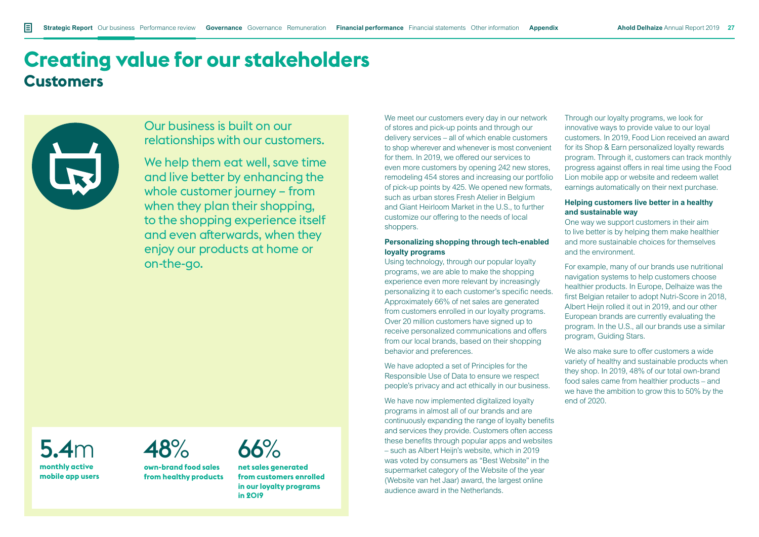# Creating value for our stakeholders

## Customers

Our business is built on our relationships with our customers.

We help them eat well, save time and live better by enhancing the whole customer journey – from when they plan their shopping, to the shopping experience itself and even afterwards, when they enjoy our products at home or on-the-go.

**5.4m**
**monthly active mobile app users**

**48%**
**own-brand food sales from healthy products**

**66%**
**net sales generated from customers enrolled in our loyalty programs in 2019**

We meet our customers every day in our network of stores and pick-up points and through our delivery services – all of which enable customers to shop wherever and whenever is most convenient for them. In 2019, we offered our services to even more customers by opening 242 new stores, remodeling 454 stores and increasing our portfolio of pick-up points by 425. We opened new formats, such as urban stores Fresh Atelier in Belgium and Giant Heirloom Market in the U.S., to further customize our offering to the needs of local shoppers.

### Personalizing shopping through tech-enabled loyalty programs

Using technology, through our popular loyalty programs, we are able to make the shopping experience even more relevant by increasingly personalizing it to each customer's specific needs. Approximately 66% of net sales are generated from customers enrolled in our loyalty programs. Over 20 million customers have signed up to receive personalized communications and offers from our local brands, based on their shopping behavior and preferences.

We have adopted a set of Principles for the Responsible Use of Data to ensure we respect people's privacy and act ethically in our business.

We have now implemented digitalized loyalty programs in almost all of our brands and are continuously expanding the range of loyalty benefits and services they provide. Customers often access these benefits through popular apps and websites – such as Albert Heijn's website, which in 2019 was voted by consumers as "Best Website" in the supermarket category of the Website of the year (Website van het Jaar) award, the largest online audience award in the Netherlands.

Through our loyalty programs, we look for innovative ways to provide value to our loyal customers. In 2019, Food Lion received an award for its Shop & Earn personalized loyalty rewards program. Through it, customers can track monthly progress against offers in real time using the Food Lion mobile app or website and redeem wallet earnings automatically on their next purchase.

### Helping customers live better in a healthy and sustainable way

One way we support customers in their aim to live better is by helping them make healthier and more sustainable choices for themselves and the environment.

For example, many of our brands use nutritional navigation systems to help customers choose healthier products. In Europe, Delhaize was the first Belgian retailer to adopt Nutri-Score in 2018, Albert Heijn rolled it out in 2019, and our other European brands are currently evaluating the program. In the U.S., all our brands use a similar program, Guiding Stars.

We also make sure to offer customers a wide variety of healthy and sustainable products when they shop. In 2019, 48% of our total own-brand food sales came from healthier products – and we have the ambition to grow this to 50% by the end of 2020.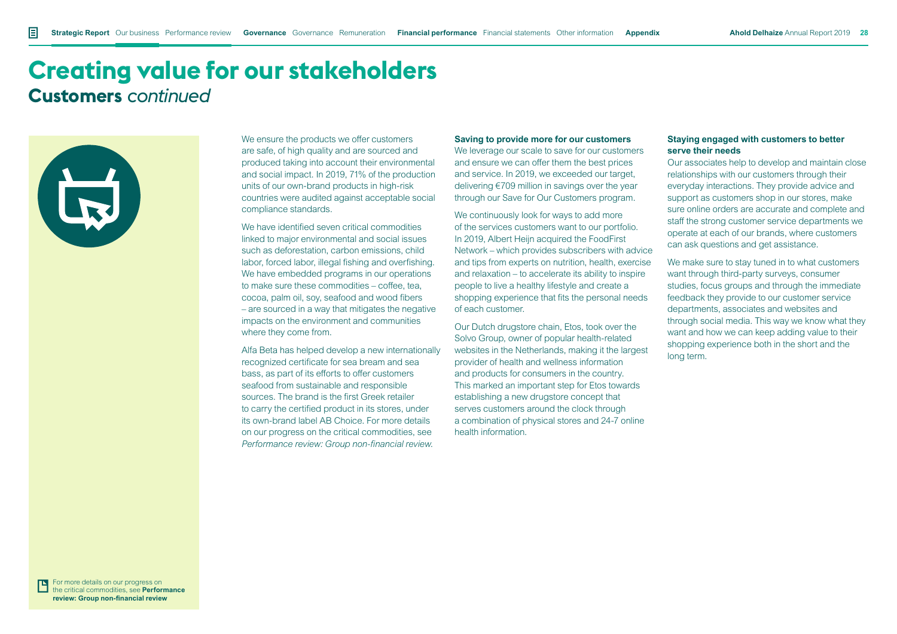# Creating value for our stakeholders

## Customers *continued*

We ensure the products we offer customers are safe, of high quality and are sourced and produced taking into account their environmental and social impact. In 2019, 71% of the production units of our own-brand products in high-risk countries were audited against acceptable social compliance standards.

We have identified seven critical commodities linked to major environmental and social issues such as deforestation, carbon emissions, child labor, forced labor, illegal fishing and overfishing. We have embedded programs in our operations to make sure these commodities – coffee, tea, cocoa, palm oil, soy, seafood and wood fibers – are sourced in a way that mitigates the negative impacts on the environment and communities where they come from.

Alfa Beta has helped develop a new internationally recognized certificate for sea bream and sea bass, as part of its efforts to offer customers seafood from sustainable and responsible sources. The brand is the first Greek retailer to carry the certified product in its stores, under its own-brand label AB Choice. For more details on our progress on the critical commodities, see *Performance review: Group non-financial review.*

### Saving to provide more for our customers

We leverage our scale to save for our customers and ensure we can offer them the best prices and service. In 2019, we exceeded our target, delivering €709 million in savings over the year through our Save for Our Customers program.

We continuously look for ways to add more of the services customers want to our portfolio. In 2019, Albert Heijn acquired the FoodFirst Network – which provides subscribers with advice and tips from experts on nutrition, health, exercise and relaxation – to accelerate its ability to inspire people to live a healthy lifestyle and create a shopping experience that fits the personal needs of each customer.

Our Dutch drugstore chain, Etos, took over the Solvo Group, owner of popular health-related websites in the Netherlands, making it the largest provider of health and wellness information and products for consumers in the country. This marked an important step for Etos towards establishing a new drugstore concept that serves customers around the clock through a combination of physical stores and 24-7 online health information.

### Staying engaged with customers to better serve their needs

Our associates help to develop and maintain close relationships with our customers through their everyday interactions. They provide advice and support as customers shop in our stores, make sure online orders are accurate and complete and staff the strong customer service departments we operate at each of our brands, where customers can ask questions and get assistance.

We make sure to stay tuned in to what customers want through third-party surveys, consumer studies, focus groups and through the immediate feedback they provide to our customer service departments, associates and websites and through social media. This way we know what they want and how we can keep adding value to their shopping experience both in the short and the long term.

For more details on our progress on the critical commodities, see **Performance review: Group non-financial review**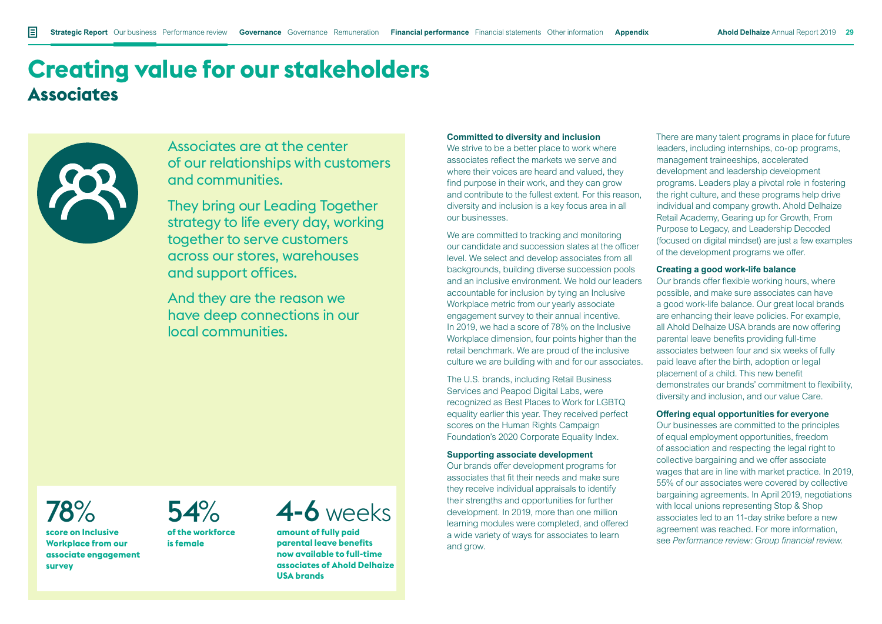# Creating value for our stakeholders

## Associates

Associates are at the center of our relationships with customers and communities.

They bring our Leading Together strategy to life every day, working together to serve customers across our stores, warehouses and support offices.

And they are the reason we have deep connections in our local communities.

**78%**
**score on Inclusive Workplace from our associate engagement survey**

**54%**
**of the workforce is female**

**4-6 weeks**
**amount of fully paid parental leave benefits now available to full-time associates of Ahold Delhaize USA brands**

### Committed to diversity and inclusion

We strive to be a better place to work where associates reflect the markets we serve and where their voices are heard and valued, they find purpose in their work, and they can grow and contribute to the fullest extent. For this reason, diversity and inclusion is a key focus area in all our businesses.

We are committed to tracking and monitoring our candidate and succession slates at the officer level. We select and develop associates from all backgrounds, building diverse succession pools and an inclusive environment. We hold our leaders accountable for inclusion by tying an Inclusive Workplace metric from our yearly associate engagement survey to their annual incentive. In 2019, we had a score of 78% on the Inclusive Workplace dimension, four points higher than the retail benchmark. We are proud of the inclusive culture we are building with and for our associates.

The U.S. brands, including Retail Business Services and Peapod Digital Labs, were recognized as Best Places to Work for LGBTQ equality earlier this year. They received perfect scores on the Human Rights Campaign Foundation's 2020 Corporate Equality Index.

### Supporting associate development

Our brands offer development programs for associates that fit their needs and make sure they receive individual appraisals to identify their strengths and opportunities for further development. In 2019, more than one million learning modules were completed, and offered a wide variety of ways for associates to learn and grow.

There are many talent programs in place for future leaders, including internships, co-op programs, management traineeships, accelerated development and leadership development programs. Leaders play a pivotal role in fostering the right culture, and these programs help drive individual and company growth. Ahold Delhaize Retail Academy, Gearing up for Growth, From Purpose to Legacy, and Leadership Decoded (focused on digital mindset) are just a few examples of the development programs we offer.

### Creating a good work-life balance

Our brands offer flexible working hours, where possible, and make sure associates can have a good work-life balance. Our great local brands are enhancing their leave policies. For example, all Ahold Delhaize USA brands are now offering parental leave benefits providing full-time associates between four and six weeks of fully paid leave after the birth, adoption or legal placement of a child. This new benefit demonstrates our brands' commitment to flexibility, diversity and inclusion, and our value Care.

### Offering equal opportunities for everyone

Our businesses are committed to the principles of equal employment opportunities, freedom of association and respecting the legal right to collective bargaining and we offer associate wages that are in line with market practice. In 2019, 55% of our associates were covered by collective bargaining agreements. In April 2019, negotiations with local unions representing Stop & Shop associates led to an 11-day strike before a new agreement was reached. For more information, see *Performance review: Group financial review.*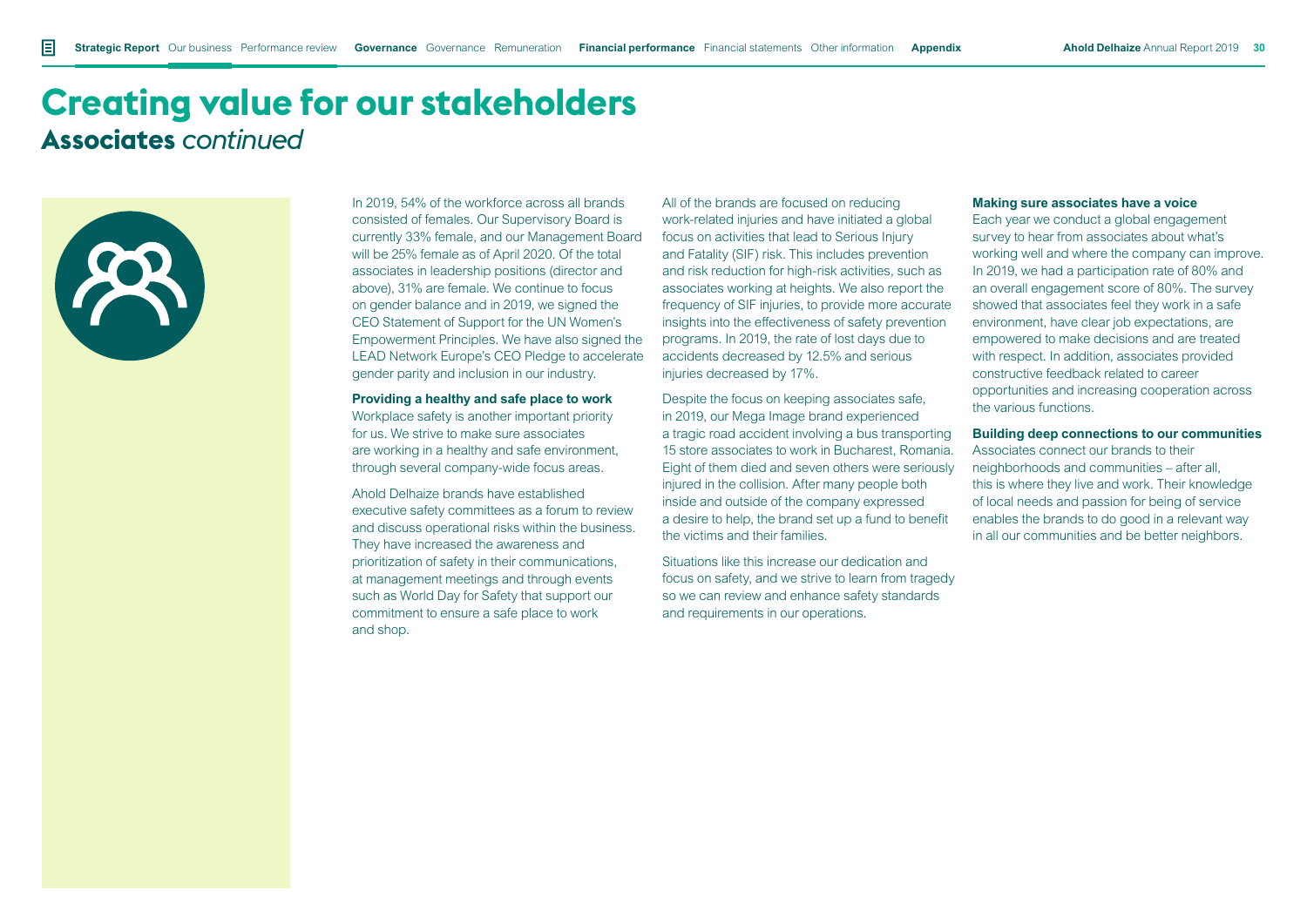# Creating value for our stakeholders

## Associates *continued*

In 2019, 54% of the workforce across all brands consisted of females. Our Supervisory Board is currently 33% female, and our Management Board will be 25% female as of April 2020. Of the total associates in leadership positions (director and above), 31% are female. We continue to focus on gender balance and in 2019, we signed the CEO Statement of Support for the UN Women's Empowerment Principles. We have also signed the LEAD Network Europe's CEO Pledge to accelerate gender parity and inclusion in our industry.

### Providing a healthy and safe place to work

Workplace safety is another important priority for us. We strive to make sure associates are working in a healthy and safe environment, through several company-wide focus areas.

Ahold Delhaize brands have established executive safety committees as a forum to review and discuss operational risks within the business. They have increased the awareness and prioritization of safety in their communications, at management meetings and through events such as World Day for Safety that support our commitment to ensure a safe place to work and shop.

All of the brands are focused on reducing work-related injuries and have initiated a global focus on activities that lead to Serious Injury and Fatality (SIF) risk. This includes prevention and risk reduction for high-risk activities, such as associates working at heights. We also report the frequency of SIF injuries, to provide more accurate insights into the effectiveness of safety prevention programs. In 2019, the rate of lost days due to accidents decreased by 12.5% and serious injuries decreased by 17%.

Despite the focus on keeping associates safe, in 2019, our Mega Image brand experienced a tragic road accident involving a bus transporting 15 store associates to work in Bucharest, Romania. Eight of them died and seven others were seriously injured in the collision. After many people both inside and outside of the company expressed a desire to help, the brand set up a fund to benefit the victims and their families.

Situations like this increase our dedication and focus on safety, and we strive to learn from tragedy so we can review and enhance safety standards and requirements in our operations.

### Making sure associates have a voice

Each year we conduct a global engagement survey to hear from associates about what's working well and where the company can improve. In 2019, we had a participation rate of 80% and an overall engagement score of 80%. The survey showed that associates feel they work in a safe environment, have clear job expectations, are empowered to make decisions and are treated with respect. In addition, associates provided constructive feedback related to career opportunities and increasing cooperation across the various functions.

### Building deep connections to our communities

Associates connect our brands to their neighborhoods and communities – after all, this is where they live and work. Their knowledge of local needs and passion for being of service enables the brands to do good in a relevant way in all our communities and be better neighbors.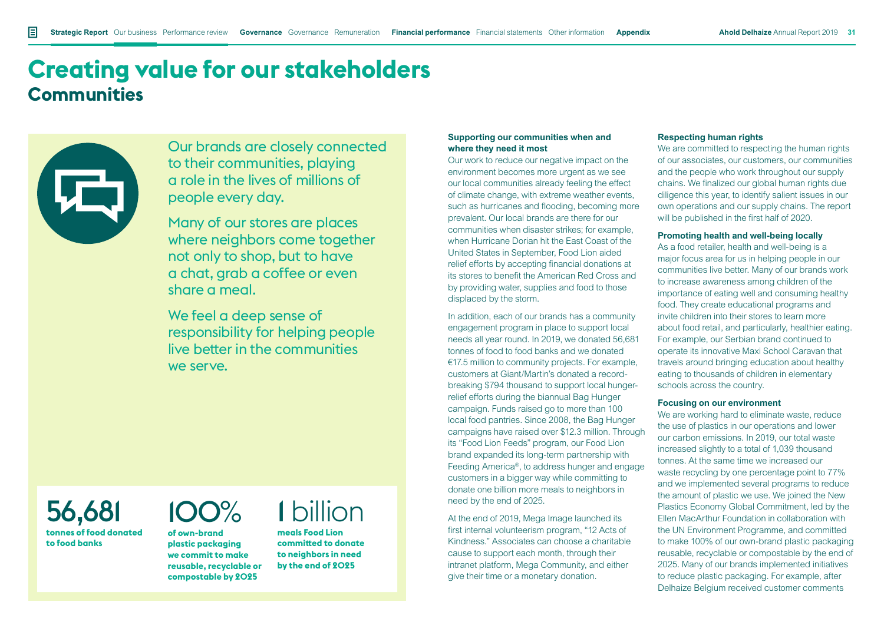# Creating value for our stakeholders

## Communities

Our brands are closely connected to their communities, playing a role in the lives of millions of people every day.

Many of our stores are places where neighbors come together not only to shop, but to have a chat, grab a coffee or even share a meal.

We feel a deep sense of responsibility for helping people live better in the communities we serve.

**56,681**
**tonnes of food donated to food banks**

**100%**
**of own-brand plastic packaging we commit to make reusable, recyclable or compostable by 2025**

**1 billion**
**meals Food Lion committed to donate to neighbors in need by the end of 2025**

### Supporting our communities when and where they need it most

Our work to reduce our negative impact on the environment becomes more urgent as we see our local communities already feeling the effect of climate change, with extreme weather events, such as hurricanes and flooding, becoming more prevalent. Our local brands are there for our communities when disaster strikes; for example, when Hurricane Dorian hit the East Coast of the United States in September, Food Lion aided relief efforts by accepting financial donations at its stores to benefit the American Red Cross and by providing water, supplies and food to those displaced by the storm.

In addition, each of our brands has a community engagement program in place to support local needs all year round. In 2019, we donated 56,681 tonnes of food to food banks and we donated €17.5 million to community projects. For example, customers at Giant/Martin's donated a record-breaking $794 thousand to support local hunger-relief efforts during the biannual Bag Hunger campaign. Funds raised go to more than 100 local food pantries. Since 2008, the Bag Hunger campaigns have raised over $12.3 million. Through its "Food Lion Feeds" program, our Food Lion brand expanded its long-term partnership with Feeding America®, to address hunger and engage customers in a bigger way while committing to donate one billion more meals to neighbors in need by the end of 2025.

At the end of 2019, Mega Image launched its first internal volunteerism program, "12 Acts of Kindness." Associates can choose a charitable cause to support each month, through their intranet platform, Mega Community, and either give their time or a monetary donation.

### Respecting human rights

We are committed to respecting the human rights of our associates, our customers, our communities and the people who work throughout our supply chains. We finalized our global human rights due diligence this year, to identify salient issues in our own operations and our supply chains. The report will be published in the first half of 2020.

### Promoting health and well-being locally

As a food retailer, health and well-being is a major focus area for us in helping people in our communities live better. Many of our brands work to increase awareness among children of the importance of eating well and consuming healthy food. They create educational programs and invite children into their stores to learn more about food retail, and particularly, healthier eating. For example, our Serbian brand continued to operate its innovative Maxi School Caravan that travels around bringing education about healthy eating to thousands of children in elementary schools across the country.

### Focusing on our environment

We are working hard to eliminate waste, reduce the use of plastics in our operations and lower our carbon emissions. In 2019, our total waste increased slightly to a total of 1,039 thousand tonnes. At the same time we increased our waste recycling by one percentage point to 77% and we implemented several programs to reduce the amount of plastic we use. We joined the New Plastics Economy Global Commitment, led by the Ellen MacArthur Foundation in collaboration with the UN Environment Programme, and committed to make 100% of our own-brand plastic packaging reusable, recyclable or compostable by the end of 2025. Many of our brands implemented initiatives to reduce plastic packaging. For example, after Delhaize Belgium received customer comments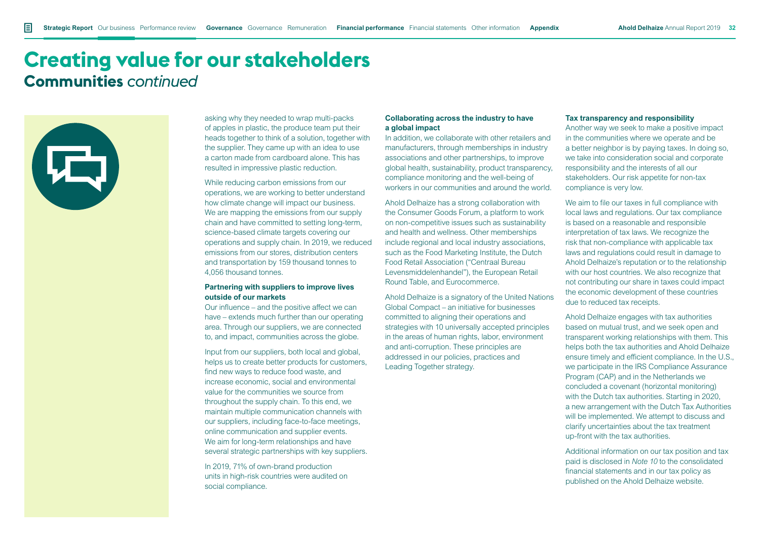# Creating value for our stakeholders

## Communities *continued*

asking why they needed to wrap multi-packs of apples in plastic, the produce team put their heads together to think of a solution, together with the supplier. They came up with an idea to use a carton made from cardboard alone. This has resulted in impressive plastic reduction.

While reducing carbon emissions from our operations, we are working to better understand how climate change will impact our business. We are mapping the emissions from our supply chain and have committed to setting long-term, science-based climate targets covering our operations and supply chain. In 2019, we reduced emissions from our stores, distribution centers and transportation by 159 thousand tonnes to 4,056 thousand tonnes.

**Partnering with suppliers to improve lives outside of our markets**

Our influence – and the positive affect we can have – extends much further than our operating area. Through our suppliers, we are connected to, and impact, communities across the globe.

Input from our suppliers, both local and global, helps us to create better products for customers, find new ways to reduce food waste, and increase economic, social and environmental value for the communities we source from throughout the supply chain. To this end, we maintain multiple communication channels with our suppliers, including face-to-face meetings, online communication and supplier events. We aim for long-term relationships and have several strategic partnerships with key suppliers.

In 2019, 71% of own-brand production units in high-risk countries were audited on social compliance.

**Collaborating across the industry to have a global impact**

In addition, we collaborate with other retailers and manufacturers, through memberships in industry associations and other partnerships, to improve global health, sustainability, product transparency, compliance monitoring and the well-being of workers in our communities and around the world.

Ahold Delhaize has a strong collaboration with the Consumer Goods Forum, a platform to work on non-competitive issues such as sustainability and health and wellness. Other memberships include regional and local industry associations, such as the Food Marketing Institute, the Dutch Food Retail Association ("Centraal Bureau Levensmiddelenhandel"), the European Retail Round Table, and Eurocommerce.

Ahold Delhaize is a signatory of the United Nations Global Compact – an initiative for businesses committed to aligning their operations and strategies with 10 universally accepted principles in the areas of human rights, labor, environment and anti-corruption. These principles are addressed in our policies, practices and Leading Together strategy.

**Tax transparency and responsibility**

Another way we seek to make a positive impact in the communities where we operate and be a better neighbor is by paying taxes. In doing so, we take into consideration social and corporate responsibility and the interests of all our stakeholders. Our risk appetite for non-tax compliance is very low.

We aim to file our taxes in full compliance with local laws and regulations. Our tax compliance is based on a reasonable and responsible interpretation of tax laws. We recognize the risk that non-compliance with applicable tax laws and regulations could result in damage to Ahold Delhaize's reputation or to the relationship with our host countries. We also recognize that not contributing our share in taxes could impact the economic development of these countries due to reduced tax receipts.

Ahold Delhaize engages with tax authorities based on mutual trust, and we seek open and transparent working relationships with them. This helps both the tax authorities and Ahold Delhaize ensure timely and efficient compliance. In the U.S., we participate in the IRS Compliance Assurance Program (CAP) and in the Netherlands we concluded a covenant (horizontal monitoring) with the Dutch tax authorities. Starting in 2020, a new arrangement with the Dutch Tax Authorities will be implemented. We attempt to discuss and clarify uncertainties about the tax treatment up-front with the tax authorities.

Additional information on our tax position and tax paid is disclosed in *Note 10* to the consolidated financial statements and in our tax policy as published on the Ahold Delhaize website.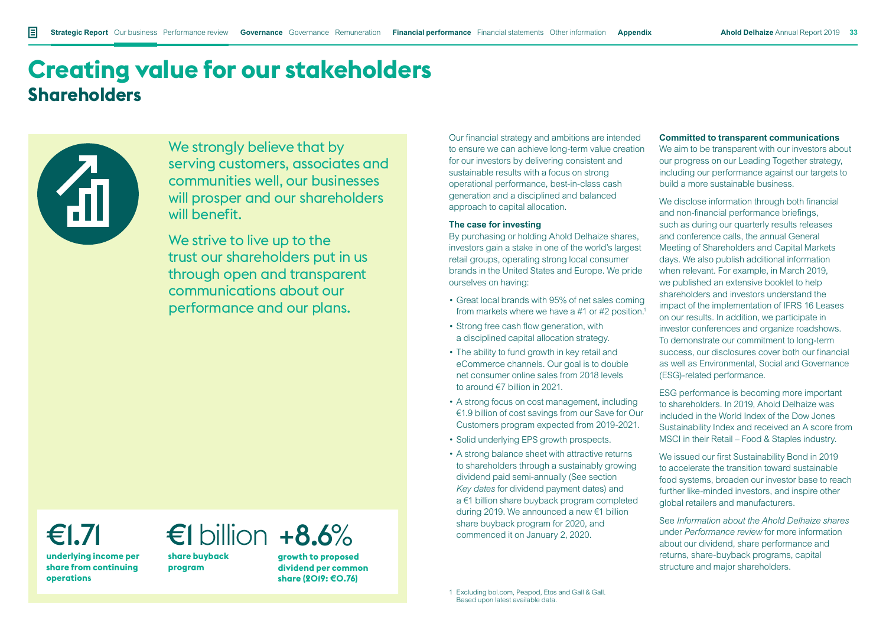# Creating value for our stakeholders

## Shareholders

We strongly believe that by serving customers, associates and communities well, our businesses will prosper and our shareholders will benefit.

We strive to live up to the trust our shareholders put in us through open and transparent communications about our performance and our plans.

**€1.71**
**underlying income per share from continuing operations**

**€1 billion**
**share buyback program**

**+8.6%**
**growth to proposed dividend per common share (2019: €0.76)**

Our financial strategy and ambitions are intended to ensure we can achieve long-term value creation for our investors by delivering consistent and sustainable results with a focus on strong operational performance, best-in-class cash generation and a disciplined and balanced approach to capital allocation.

**The case for investing**

By purchasing or holding Ahold Delhaize shares, investors gain a stake in one of the world's largest retail groups, operating strong local consumer brands in the United States and Europe. We pride ourselves on having:

- Great local brands with 95% of net sales coming from markets where we have a #1 or #2 position.[1]
- Strong free cash flow generation, with a disciplined capital allocation strategy.
- The ability to fund growth in key retail and eCommerce channels. Our goal is to double net consumer online sales from 2018 levels to around €7 billion in 2021.
- A strong focus on cost management, including €1.9 billion of cost savings from our Save for Our Customers program expected from 2019-2021.
- Solid underlying EPS growth prospects.
- A strong balance sheet with attractive returns to shareholders through a sustainably growing dividend paid semi-annually (See section *Key dates* for dividend payment dates) and a €1 billion share buyback program completed during 2019. We announced a new €1 billion share buyback program for 2020, and commenced it on January 2, 2020.

1 Excluding bol.com, Peapod, Etos and Gall & Gall. Based upon latest available data.

**Committed to transparent communications**

We aim to be transparent with our investors about our progress on our Leading Together strategy, including our performance against our targets to build a more sustainable business.

We disclose information through both financial and non-financial performance briefings, such as during our quarterly results releases and conference calls, the annual General Meeting of Shareholders and Capital Markets days. We also publish additional information when relevant. For example, in March 2019, we published an extensive booklet to help shareholders and investors understand the impact of the implementation of IFRS 16 Leases on our results. In addition, we participate in investor conferences and organize roadshows. To demonstrate our commitment to long-term success, our disclosures cover both our financial as well as Environmental, Social and Governance (ESG)-related performance.

ESG performance is becoming more important to shareholders. In 2019, Ahold Delhaize was included in the World Index of the Dow Jones Sustainability Index and received an A score from MSCI in their Retail – Food & Staples industry.

We issued our first Sustainability Bond in 2019 to accelerate the transition toward sustainable food systems, broaden our investor base to reach further like-minded investors, and inspire other global retailers and manufacturers.

See *Information about the Ahold Delhaize shares* under *Performance review* for more information about our dividend, share performance and returns, share-buyback programs, capital structure and major shareholders.